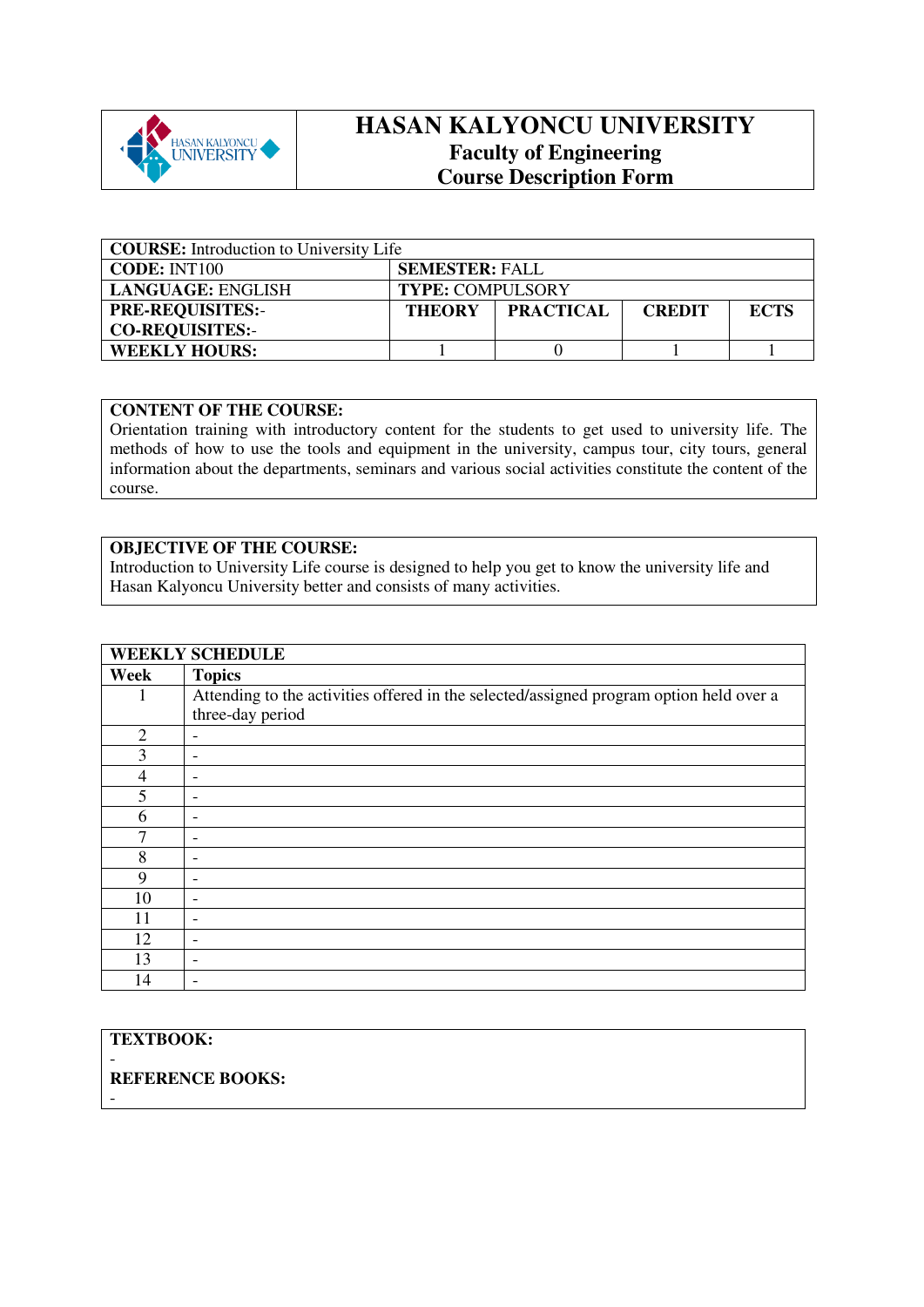# HASAN KALYONCU UNIVERSITY
## Faculty of Engineering
## Course Description Form

| **COURSE:** Introduction to University Life | | | | |
|---|---|---|---|---|
| **CODE:** INT100 | **SEMESTER:** FALL | | | |
| **LANGUAGE:** ENGLISH | **TYPE:** COMPULSORY | | | |
| **PRE-REQUISITES:**-<br>**CO-REQUISITES:**- | **THEORY** | **PRACTICAL** | **CREDIT** | **ECTS** |
| **WEEKLY HOURS:** | 1 | 0 | 1 | 1 |

**CONTENT OF THE COURSE:**
Orientation training with introductory content for the students to get used to university life. The methods of how to use the tools and equipment in the university, campus tour, city tours, general information about the departments, seminars and various social activities constitute the content of the course.

**OBJECTIVE OF THE COURSE:**
Introduction to University Life course is designed to help you get to know the university life and Hasan Kalyoncu University better and consists of many activities.

| **WEEKLY SCHEDULE** | |
|---|---|
| **Week** | **Topics** |
| 1 | Attending to the activities offered in the selected/assigned program option held over a three-day period |
| 2 | - |
| 3 | - |
| 4 | - |
| 5 | - |
| 6 | - |
| 7 | - |
| 8 | - |
| 9 | - |
| 10 | - |
| 11 | - |
| 12 | - |
| 13 | - |
| 14 | - |

**TEXTBOOK:**
-

**REFERENCE BOOKS:**
-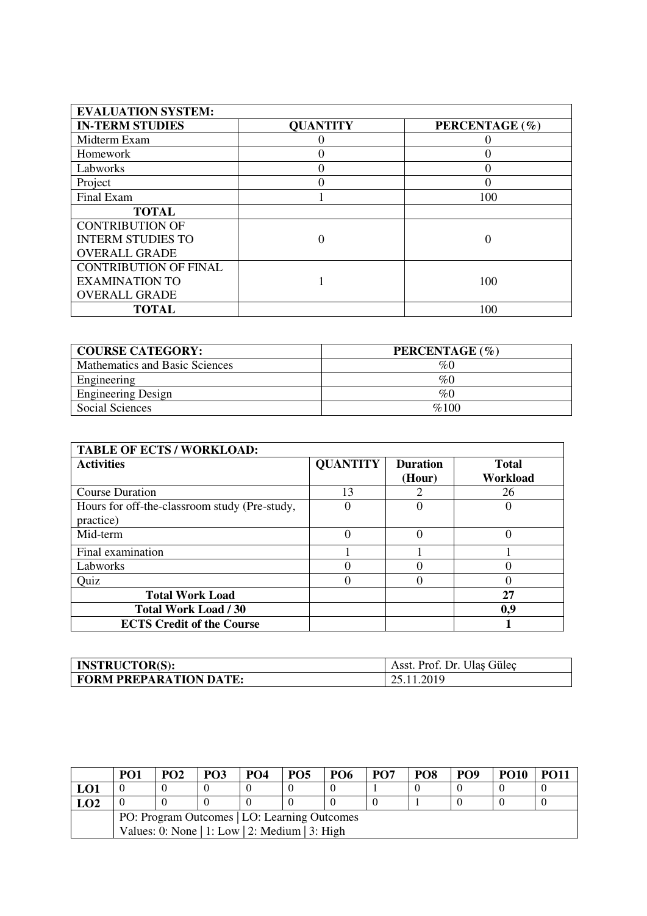| EVALUATION SYSTEM: | | |
|---|---|---|
| **IN-TERM STUDIES** | **QUANTITY** | **PERCENTAGE (%)** |
| Midterm Exam | 0 | 0 |
| Homework | 0 | 0 |
| Labworks | 0 | 0 |
| Project | 0 | 0 |
| Final Exam | 1 | 100 |
| **TOTAL** | | |
| CONTRIBUTION OF INTERM STUDIES TO OVERALL GRADE | 0 | 0 |
| CONTRIBUTION OF FINAL EXAMINATION TO OVERALL GRADE | 1 | 100 |
| **TOTAL** | | 100 |

| COURSE CATEGORY: | PERCENTAGE (%) |
|---|---|
| Mathematics and Basic Sciences | %0 |
| Engineering | %0 |
| Engineering Design | %0 |
| Social Sciences | %100 |

| TABLE OF ECTS / WORKLOAD: | | | |
|---|---|---|---|
| **Activities** | **QUANTITY** | **Duration (Hour)** | **Total Workload** |
| Course Duration | 13 | 2 | 26 |
| Hours for off-the-classroom study (Pre-study, practice) | 0 | 0 | 0 |
| Mid-term | 0 | 0 | 0 |
| Final examination | 1 | 1 | 1 |
| Labworks | 0 | 0 | 0 |
| Quiz | 0 | 0 | 0 |
| **Total Work Load** | | | **27** |
| **Total Work Load / 30** | | | **0,9** |
| **ECTS Credit of the Course** | | | **1** |

| INSTRUCTOR(S): | Asst. Prof. Dr. Ulaş Güleç |
|---|---|
| **FORM PREPARATION DATE:** | 25.11.2019 |

| | PO1 | PO2 | PO3 | PO4 | PO5 | PO6 | PO7 | PO8 | PO9 | PO10 | PO11 |
|---|---|---|---|---|---|---|---|---|---|---|---|
| **LO1** | 0 | 0 | 0 | 0 | 0 | 0 | 1 | 0 | 0 | 0 | 0 |
| **LO2** | 0 | 0 | 0 | 0 | 0 | 0 | 0 | 1 | 0 | 0 | 0 |
| | PO: Program Outcomes \| LO: Learning Outcomes<br>Values: 0: None \| 1: Low \| 2: Medium \| 3: High | | | | | | | | | | |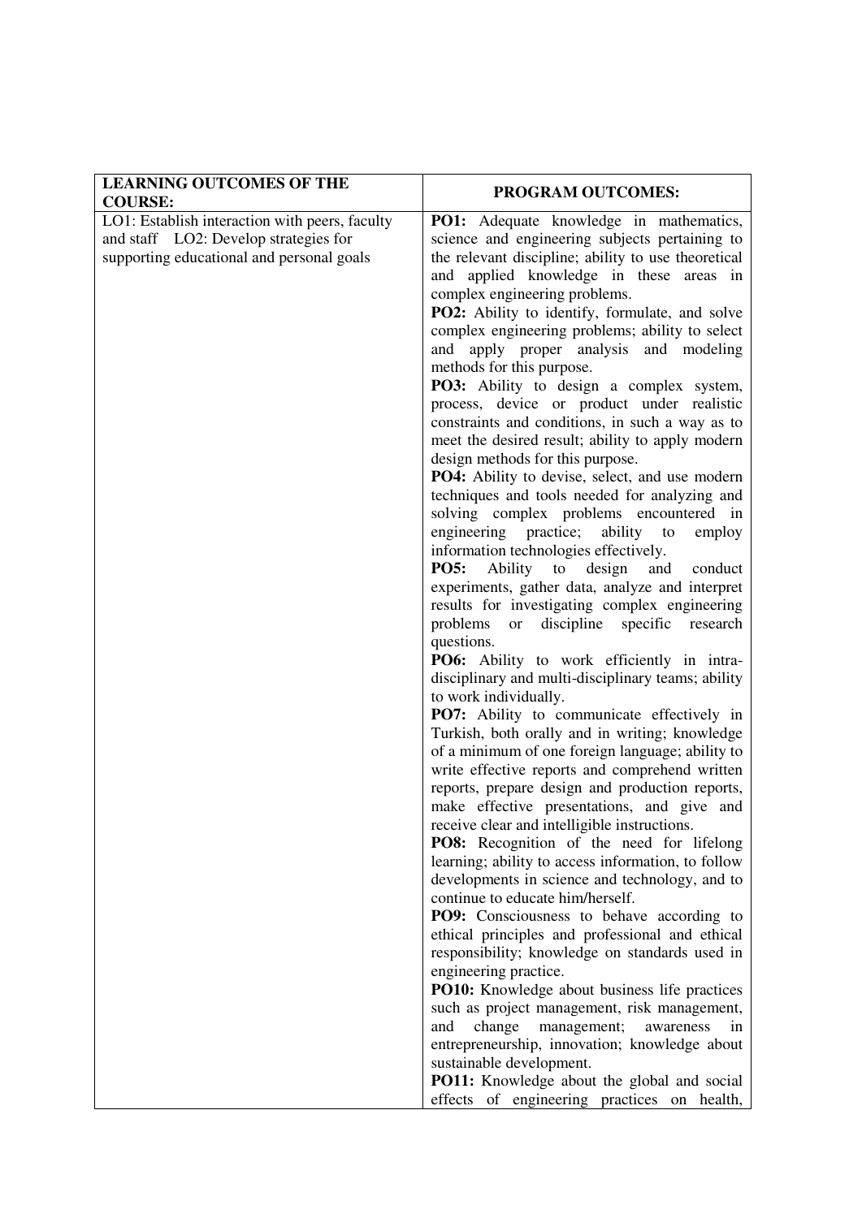| **LEARNING OUTCOMES OF THE COURSE:** | **PROGRAM OUTCOMES:** |
| --- | --- |
| LO1: Establish interaction with peers, faculty and staff LO2: Develop strategies for supporting educational and personal goals | **PO1:** Adequate knowledge in mathematics, science and engineering subjects pertaining to the relevant discipline; ability to use theoretical and applied knowledge in these areas in complex engineering problems.<br>**PO2:** Ability to identify, formulate, and solve complex engineering problems; ability to select and apply proper analysis and modeling methods for this purpose.<br>**PO3:** Ability to design a complex system, process, device or product under realistic constraints and conditions, in such a way as to meet the desired result; ability to apply modern design methods for this purpose.<br>**PO4:** Ability to devise, select, and use modern techniques and tools needed for analyzing and solving complex problems encountered in engineering practice; ability to employ information technologies effectively.<br>**PO5:** Ability to design and conduct experiments, gather data, analyze and interpret results for investigating complex engineering problems or discipline specific research questions.<br>**PO6:** Ability to work efficiently in intra-disciplinary and multi-disciplinary teams; ability to work individually.<br>**PO7:** Ability to communicate effectively in Turkish, both orally and in writing; knowledge of a minimum of one foreign language; ability to write effective reports and comprehend written reports, prepare design and production reports, make effective presentations, and give and receive clear and intelligible instructions.<br>**PO8:** Recognition of the need for lifelong learning; ability to access information, to follow developments in science and technology, and to continue to educate him/herself.<br>**PO9:** Consciousness to behave according to ethical principles and professional and ethical responsibility; knowledge on standards used in engineering practice.<br>**PO10:** Knowledge about business life practices such as project management, risk management, and change management; awareness in entrepreneurship, innovation; knowledge about sustainable development.<br>**PO11:** Knowledge about the global and social effects of engineering practices on health, |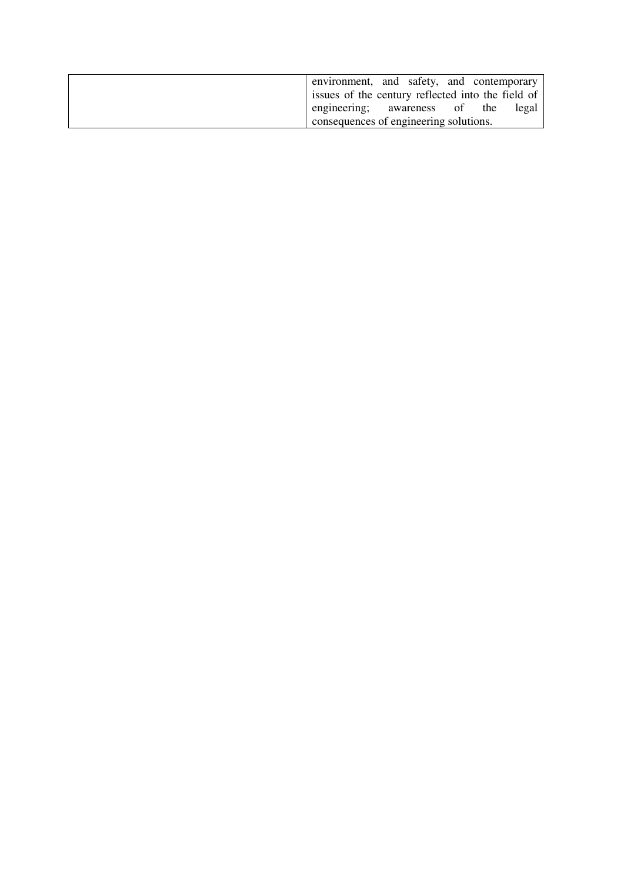| | |
|---|---|
| | environment, and safety, and contemporary issues of the century reflected into the field of engineering; awareness of the legal consequences of engineering solutions. |